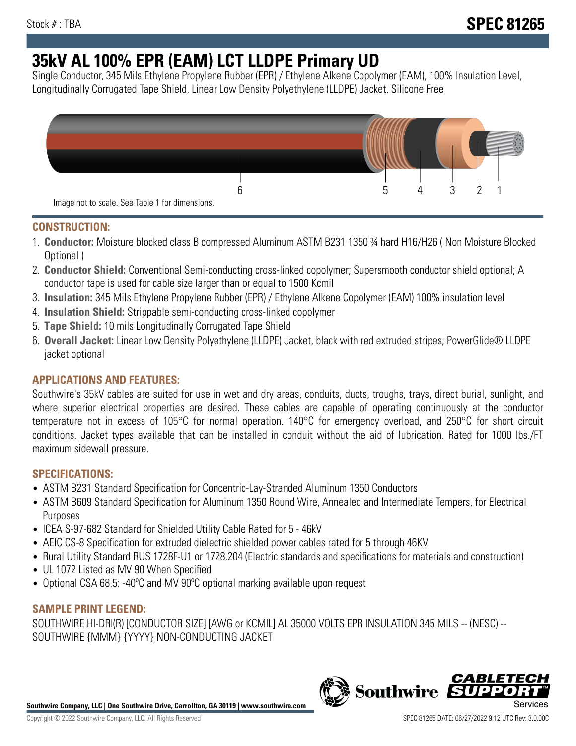Stock # : TBA

**SPEC 81265**

# 35kV AL 100% EPR (EAM) LCT LLDPE Primary UD

Single Conductor, 345 Mils Ethylene Propylene Rubber (EPR) / Ethylene Alkene Copolymer (EAM), 100% Insulation Level, Longitudinally Corrugated Tape Shield, Linear Low Density Polyethylene (LLDPE) Jacket. Silicone Free

6 5 4 3 2 1

Image not to scale. See Table 1 for dimensions.

## CONSTRUCTION:

1. **Conductor:** Moisture blocked class B compressed Aluminum ASTM B231 1350 ¾ hard H16/H26 ( Non Moisture Blocked Optional )
2. **Conductor Shield:** Conventional Semi-conducting cross-linked copolymer; Supersmooth conductor shield optional; A conductor tape is used for cable size larger than or equal to 1500 Kcmil
3. **Insulation:** 345 Mils Ethylene Propylene Rubber (EPR) / Ethylene Alkene Copolymer (EAM) 100% insulation level
4. **Insulation Shield:** Strippable semi-conducting cross-linked copolymer
5. **Tape Shield:** 10 mils Longitudinally Corrugated Tape Shield
6. **Overall Jacket:** Linear Low Density Polyethylene (LLDPE) Jacket, black with red extruded stripes; PowerGlide® LLDPE jacket optional

## APPLICATIONS AND FEATURES:

Southwire's 35kV cables are suited for use in wet and dry areas, conduits, ducts, troughs, trays, direct burial, sunlight, and where superior electrical properties are desired. These cables are capable of operating continuously at the conductor temperature not in excess of 105°C for normal operation. 140°C for emergency overload, and 250°C for short circuit conditions. Jacket types available that can be installed in conduit without the aid of lubrication. Rated for 1000 lbs./FT maximum sidewall pressure.

## SPECIFICATIONS:

- ASTM B231 Standard Specification for Concentric-Lay-Stranded Aluminum 1350 Conductors
- ASTM B609 Standard Specification for Aluminum 1350 Round Wire, Annealed and Intermediate Tempers, for Electrical Purposes
- ICEA S-97-682 Standard for Shielded Utility Cable Rated for 5 - 46kV
- AEIC CS-8 Specification for extruded dielectric shielded power cables rated for 5 through 46KV
- Rural Utility Standard RUS 1728F-U1 or 1728.204 (Electric standards and specifications for materials and construction)
- UL 1072 Listed as MV 90 When Specified
- Optional CSA 68.5: -40ºC and MV 90ºC optional marking available upon request

## SAMPLE PRINT LEGEND:

SOUTHWIRE HI-DRI(R) [CONDUCTOR SIZE] [AWG or KCMIL] AL 35000 VOLTS EPR INSULATION 345 MILS -- (NESC) -- SOUTHWIRE {MMM} {YYYY} NON-CONDUCTING JACKET

**Southwire Company, LLC | One Southwire Drive, Carrollton, GA 30119 | www.southwire.com**

Copyright © 2022 Southwire Company, LLC. All Rights Reserved

SPEC 81265 DATE: 06/27/2022 9:12 UTC Rev: 3.0.00C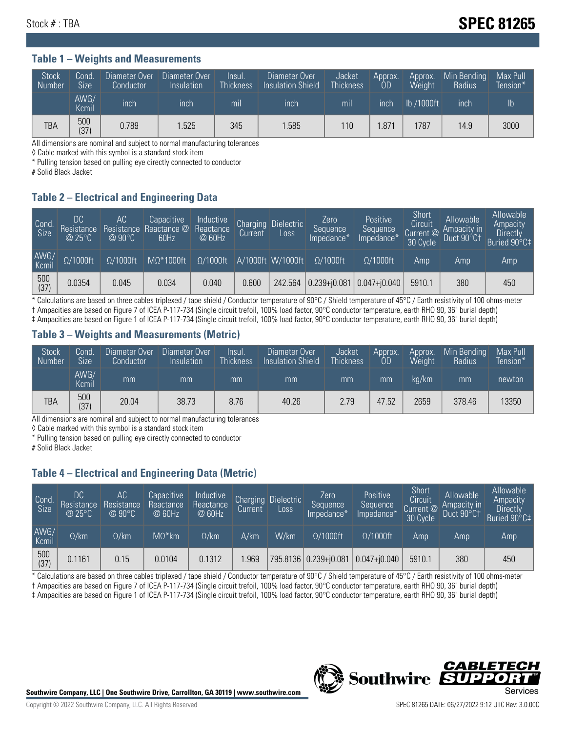Stock # : TBA

# SPEC 81265

## Table 1 – Weights and Measurements

| Stock Number | Cond. Size | Diameter Over Conductor | Diameter Over Insulation | Insul. Thickness | Diameter Over Insulation Shield | Jacket Thickness | Approx. OD | Approx. Weight | Min Bending Radius | Max Pull Tension* |
|---|---|---|---|---|---|---|---|---|---|---|
| | AWG/ Kcmil | inch | inch | mil | inch | mil | inch | lb /1000ft | inch | lb |
| TBA | 500 (37) | 0.789 | 1.525 | 345 | 1.585 | 110 | 1.871 | 1787 | 14.9 | 3000 |

All dimensions are nominal and subject to normal manufacturing tolerances

◊ Cable marked with this symbol is a standard stock item

* Pulling tension based on pulling eye directly connected to conductor

# Solid Black Jacket

## Table 2 – Electrical and Engineering Data

| Cond. Size | DC Resistance @ 25°C | AC Resistance @ 90°C | Capacitive Reactance @ 60Hz | Inductive Reactance @ 60Hz | Charging Current | Dielectric Loss | Zero Sequence Impedance* | Positive Sequence Impedance* | Short Circuit Current @ 30 Cycle | Allowable Ampacity in Duct 90°C† | Allowable Ampacity Directly Buried 90°C‡ |
|---|---|---|---|---|---|---|---|---|---|---|---|
| AWG/ Kcmil | Ω/1000ft | Ω/1000ft | MΩ*1000ft | Ω/1000ft | A/1000ft | W/1000ft | Ω/1000ft | Ω/1000ft | Amp | Amp | Amp |
| 500 (37) | 0.0354 | 0.045 | 0.034 | 0.040 | 0.600 | 242.564 | 0.239+j0.081 | 0.047+j0.040 | 5910.1 | 380 | 450 |

* Calculations are based on three cables triplexed / tape shield / Conductor temperature of 90°C / Shield temperature of 45°C / Earth resistivity of 100 ohms-meter

† Ampacities are based on Figure 7 of ICEA P-117-734 (Single circuit trefoil, 100% load factor, 90°C conductor temperature, earth RHO 90, 36" burial depth)

‡ Ampacities are based on Figure 1 of ICEA P-117-734 (Single circuit trefoil, 100% load factor, 90°C conductor temperature, earth RHO 90, 36" burial depth)

## Table 3 – Weights and Measurements (Metric)

| Stock Number | Cond. Size | Diameter Over Conductor | Diameter Over Insulation | Insul. Thickness | Diameter Over Insulation Shield | Jacket Thickness | Approx. OD | Approx. Weight | Min Bending Radius | Max Pull Tension* |
|---|---|---|---|---|---|---|---|---|---|---|
| | AWG/ Kcmil | mm | mm | mm | mm | mm | mm | kg/km | mm | newton |
| TBA | 500 (37) | 20.04 | 38.73 | 8.76 | 40.26 | 2.79 | 47.52 | 2659 | 378.46 | 13350 |

All dimensions are nominal and subject to normal manufacturing tolerances

◊ Cable marked with this symbol is a standard stock item

* Pulling tension based on pulling eye directly connected to conductor

# Solid Black Jacket

## Table 4 – Electrical and Engineering Data (Metric)

| Cond. Size | DC Resistance @ 25°C | AC Resistance @ 90°C | Capacitive Reactance @ 60Hz | Inductive Reactance @ 60Hz | Charging Current | Dielectric Loss | Zero Sequence Impedance* | Positive Sequence Impedance* | Short Circuit Current @ 30 Cycle | Allowable Ampacity in Duct 90°C† | Allowable Ampacity Directly Buried 90°C‡ |
|---|---|---|---|---|---|---|---|---|---|---|---|
| AWG/ Kcmil | Ω/km | Ω/km | MΩ*km | Ω/km | A/km | W/km | Ω/1000ft | Ω/1000ft | Amp | Amp | Amp |
| 500 (37) | 0.1161 | 0.15 | 0.0104 | 0.1312 | 1.969 | 795.8136 | 0.239+j0.081 | 0.047+j0.040 | 5910.1 | 380 | 450 |

* Calculations are based on three cables triplexed / tape shield / Conductor temperature of 90°C / Shield temperature of 45°C / Earth resistivity of 100 ohms-meter

† Ampacities are based on Figure 7 of ICEA P-117-734 (Single circuit trefoil, 100% load factor, 90°C conductor temperature, earth RHO 90, 36" burial depth)

‡ Ampacities are based on Figure 1 of ICEA P-117-734 (Single circuit trefoil, 100% load factor, 90°C conductor temperature, earth RHO 90, 36" burial depth)

**Southwire Company, LLC | One Southwire Drive, Carrollton, GA 30119 | www.southwire.com**

Copyright © 2022 Southwire Company, LLC. All Rights Reserved

SPEC 81265 DATE: 06/27/2022 9:12 UTC Rev: 3.0.00C